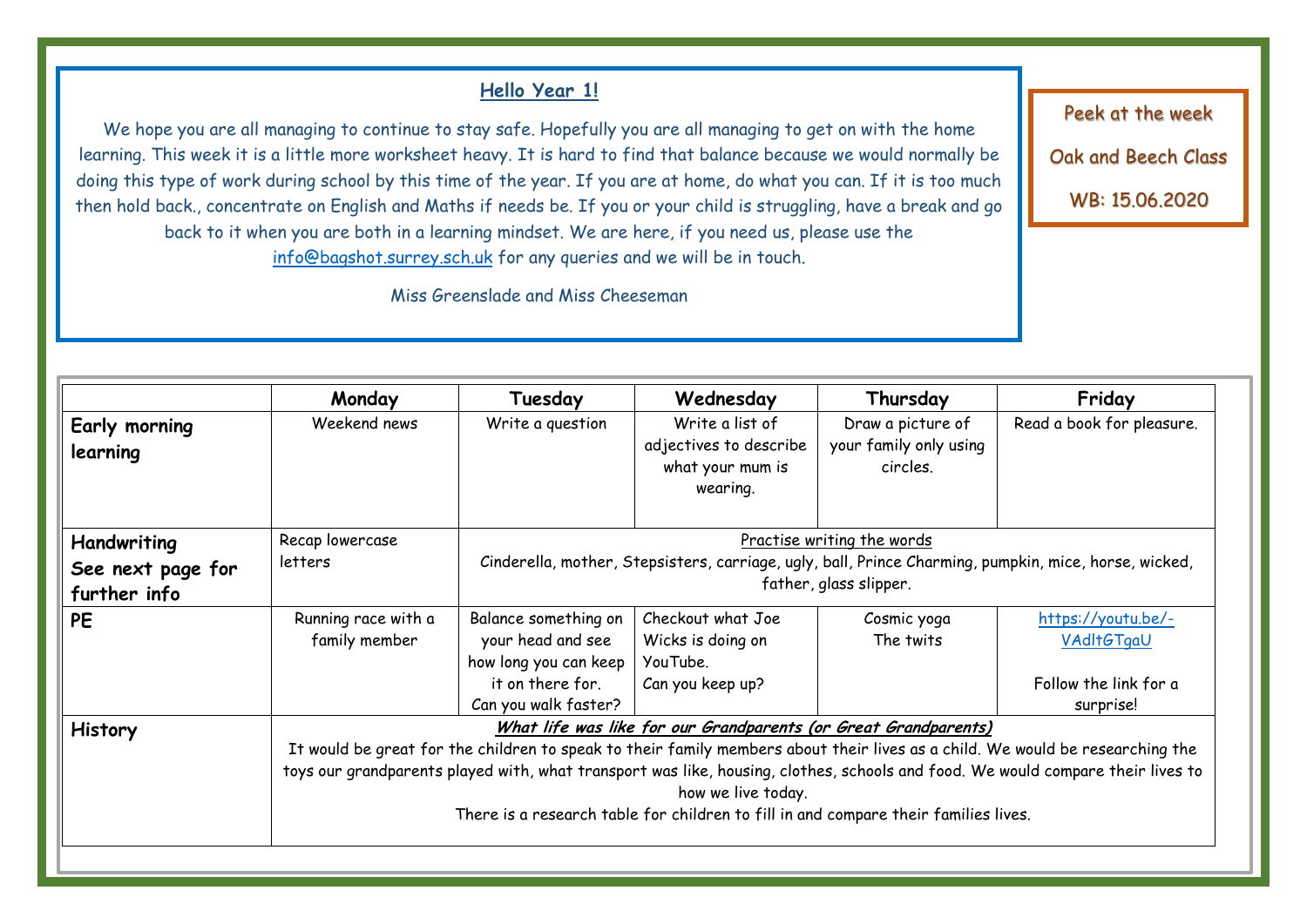## Hello Year 1!

We hope you are all managing to continue to stay safe. Hopefully you are all managing to get on with the home learning. This week it is a little more worksheet heavy. It is hard to find that balance because we would normally be doing this type of work during school by this time of the year. If you are at home, do what you can. If it is too much then hold back., concentrate on English and Maths if needs be. If you or your child is struggling, have a break and go back to it when you are both in a learning mindset. We are here, if you need us, please use the info@bagshot.surrey.sch.uk for any queries and we will be in touch.

Miss Greenslade and Miss Cheeseman

Peek at the week

Oak and Beech Class

WB: 15.06.2020

| | Monday | Tuesday | Wednesday | Thursday | Friday |
|---|---|---|---|---|---|
| **Early morning learning** | Weekend news | Write a question | Write a list of adjectives to describe what your mum is wearing. | Draw a picture of your family only using circles. | Read a book for pleasure. |
| **Handwriting** See next page for further info | Recap lowercase letters | Practise writing the words Cinderella, mother, Stepsisters, carriage, ugly, ball, Prince Charming, pumpkin, mice, horse, wicked, father, glass slipper. | | | |
| **PE** | Running race with a family member | Balance something on your head and see how long you can keep it on there for. Can you walk faster? | Checkout what Joe Wicks is doing on YouTube. Can you keep up? | Cosmic yoga The twits | https://youtu.be/-VAdltGTgaU Follow the link for a surprise! |
| **History** | ***What life was like for our Grandparents (or Great Grandparents)*** It would be great for the children to speak to their family members about their lives as a child. We would be researching the toys our grandparents played with, what transport was like, housing, clothes, schools and food. We would compare their lives to how we live today. There is a research table for children to fill in and compare their families lives. | | | | |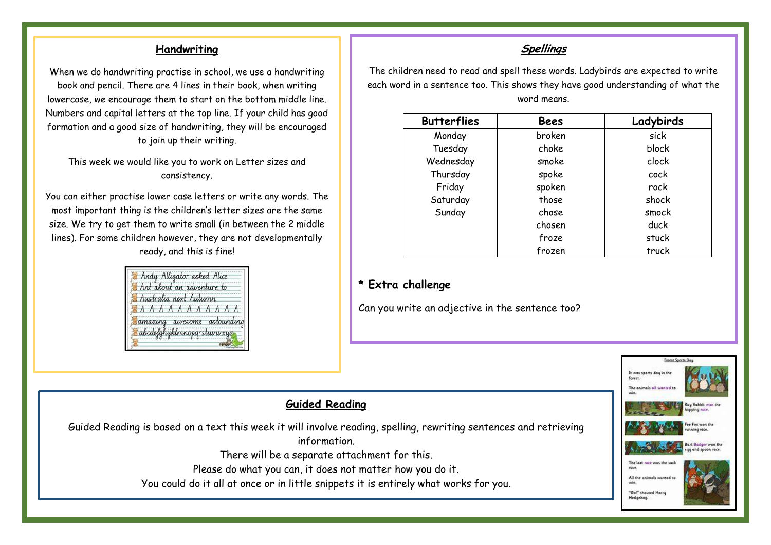## Handwriting

When we do handwriting practise in school, we use a handwriting book and pencil. There are 4 lines in their book, when writing lowercase, we encourage them to start on the bottom middle line. Numbers and capital letters at the top line. If your child has good formation and a good size of handwriting, they will be encouraged to join up their writing.

This week we would like you to work on Letter sizes and consistency.

You can either practise lower case letters or write any words. The most important thing is the children's letter sizes are the same size. We try to get them to write small (in between the 2 middle lines). For some children however, they are not developmentally ready, and this is fine!

## Spellings

The children need to read and spell these words. Ladybirds are expected to write each word in a sentence too. This shows they have good understanding of what the word means.

| Butterflies | Bees | Ladybirds |
|---|---|---|
| Monday | broken | sick |
| Tuesday | choke | block |
| Wednesday | smoke | clock |
| Thursday | spoke | cock |
| Friday | spoken | rock |
| Saturday | those | shock |
| Sunday | chose | smock |
| | chosen | duck |
| | froze | stuck |
| | frozen | truck |

**\* Extra challenge**

Can you write an adjective in the sentence too?

## Guided Reading

Guided Reading is based on a text this week it will involve reading, spelling, rewriting sentences and retrieving information.

There will be a separate attachment for this.

Please do what you can, it does not matter how you do it.

You could do it all at once or in little snippets it is entirely what works for you.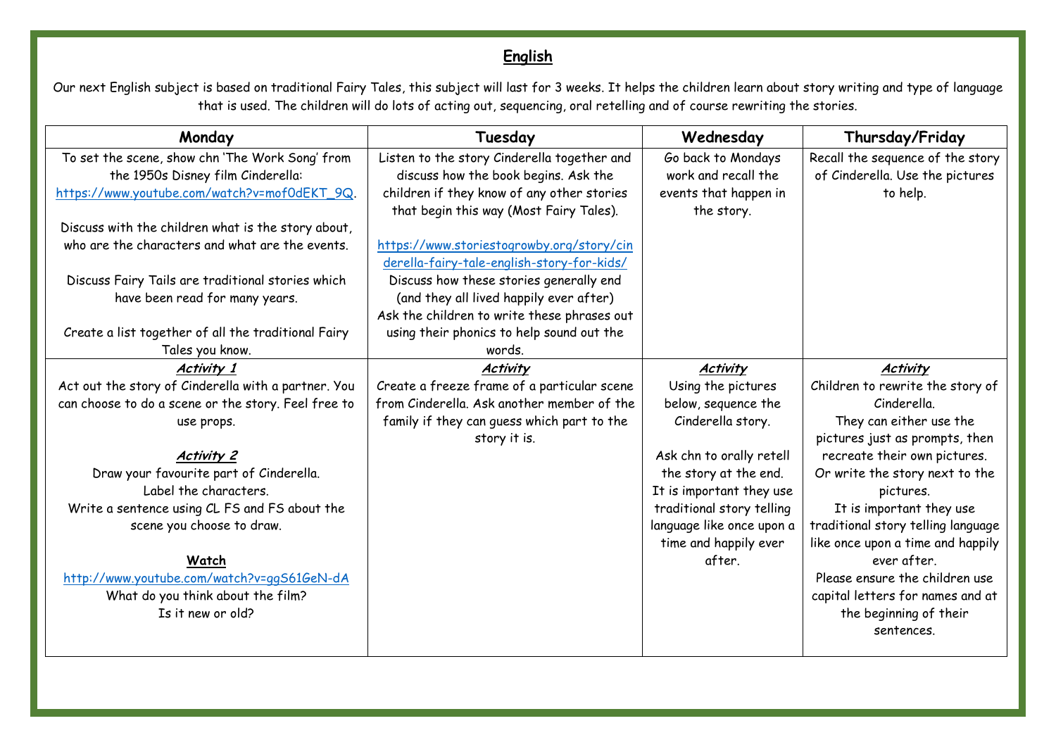# English

Our next English subject is based on traditional Fairy Tales, this subject will last for 3 weeks. It helps the children learn about story writing and type of language that is used. The children will do lots of acting out, sequencing, oral retelling and of course rewriting the stories.

| Monday | Tuesday | Wednesday | Thursday/Friday |
| --- | --- | --- | --- |
| To set the scene, show chn 'The Work Song' from the 1950s Disney film Cinderella: https://www.youtube.com/watch?v=mof0dEKT_9Q.<br><br>Discuss with the children what is the story about, who are the characters and what are the events.<br><br>Discuss Fairy Tails are traditional stories which have been read for many years.<br><br>Create a list together of all the traditional Fairy Tales you know. | Listen to the story Cinderella together and discuss how the book begins. Ask the children if they know of any other stories that begin this way (Most Fairy Tales).<br><br>https://www.storiestogrowby.org/story/cinderella-fairy-tale-english-story-for-kids/<br>Discuss how these stories generally end (and they all lived happily ever after)<br>Ask the children to write these phrases out using their phonics to help sound out the words. | Go back to Mondays work and recall the events that happen in the story. | Recall the sequence of the story of Cinderella. Use the pictures to help. |
| ***Activity 1***<br>Act out the story of Cinderella with a partner. You can choose to do a scene or the story. Feel free to use props.<br><br>***Activity 2***<br>Draw your favourite part of Cinderella.<br>Label the characters.<br>Write a sentence using CL FS and FS about the scene you choose to draw.<br><br>**Watch**<br>http://www.youtube.com/watch?v=ggS61GeN-dA<br>What do you think about the film?<br>Is it new or old? | ***Activity***<br>Create a freeze frame of a particular scene from Cinderella. Ask another member of the family if they can guess which part to the story it is. | ***Activity***<br>Using the pictures below, sequence the Cinderella story.<br><br>Ask chn to orally retell the story at the end. It is important they use traditional story telling language like once upon a time and happily ever after. | ***Activity***<br>Children to rewrite the story of Cinderella.<br>They can either use the pictures just as prompts, then recreate their own pictures. Or write the story next to the pictures.<br>It is important they use traditional story telling language like once upon a time and happily ever after.<br>Please ensure the children use capital letters for names and at the beginning of their sentences. |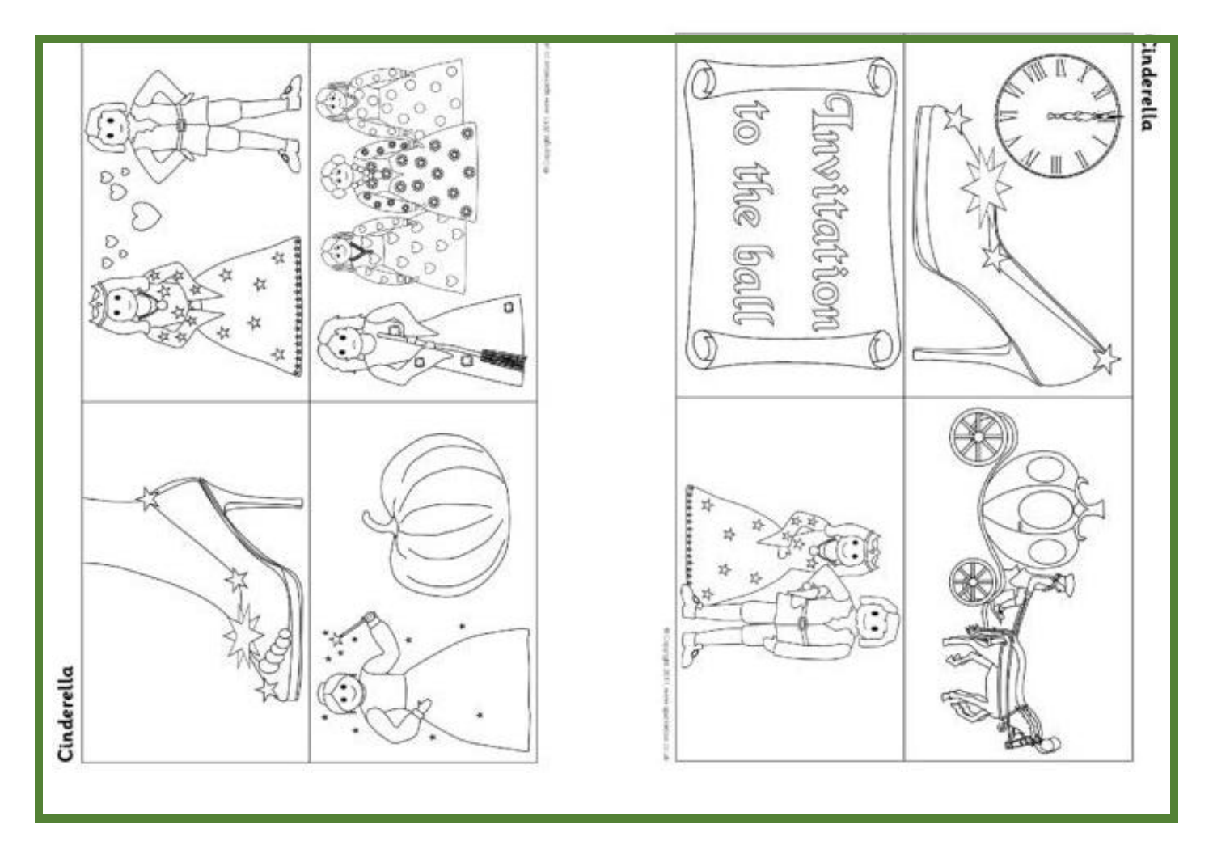Cinderella

Invitation to the ball

Cinderella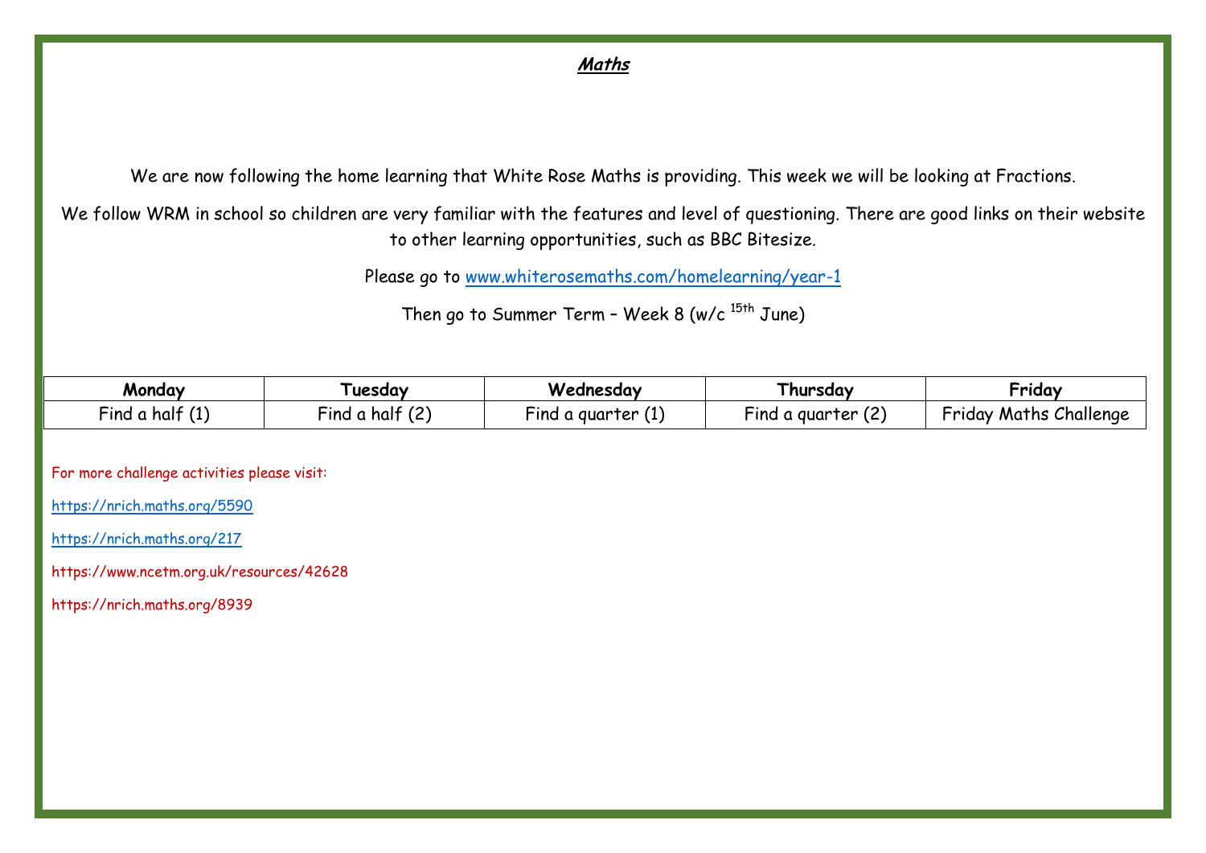# ***Maths***

We are now following the home learning that White Rose Maths is providing. This week we will be looking at Fractions.

We follow WRM in school so children are very familiar with the features and level of questioning. There are good links on their website to other learning opportunities, such as BBC Bitesize.

Please go to [www.whiterosemaths.com/homelearning/year-1](www.whiterosemaths.com/homelearning/year-1)

Then go to Summer Term – Week 8 (w/c 15th June)

| Monday | Tuesday | Wednesday | Thursday | Friday |
|---|---|---|---|---|
| Find a half (1) | Find a half (2) | Find a quarter (1) | Find a quarter (2) | Friday Maths Challenge |

For more challenge activities please visit:

[https://nrich.maths.org/5590](https://nrich.maths.org/5590)

[https://nrich.maths.org/217](https://nrich.maths.org/217)

https://www.ncetm.org.uk/resources/42628

https://nrich.maths.org/8939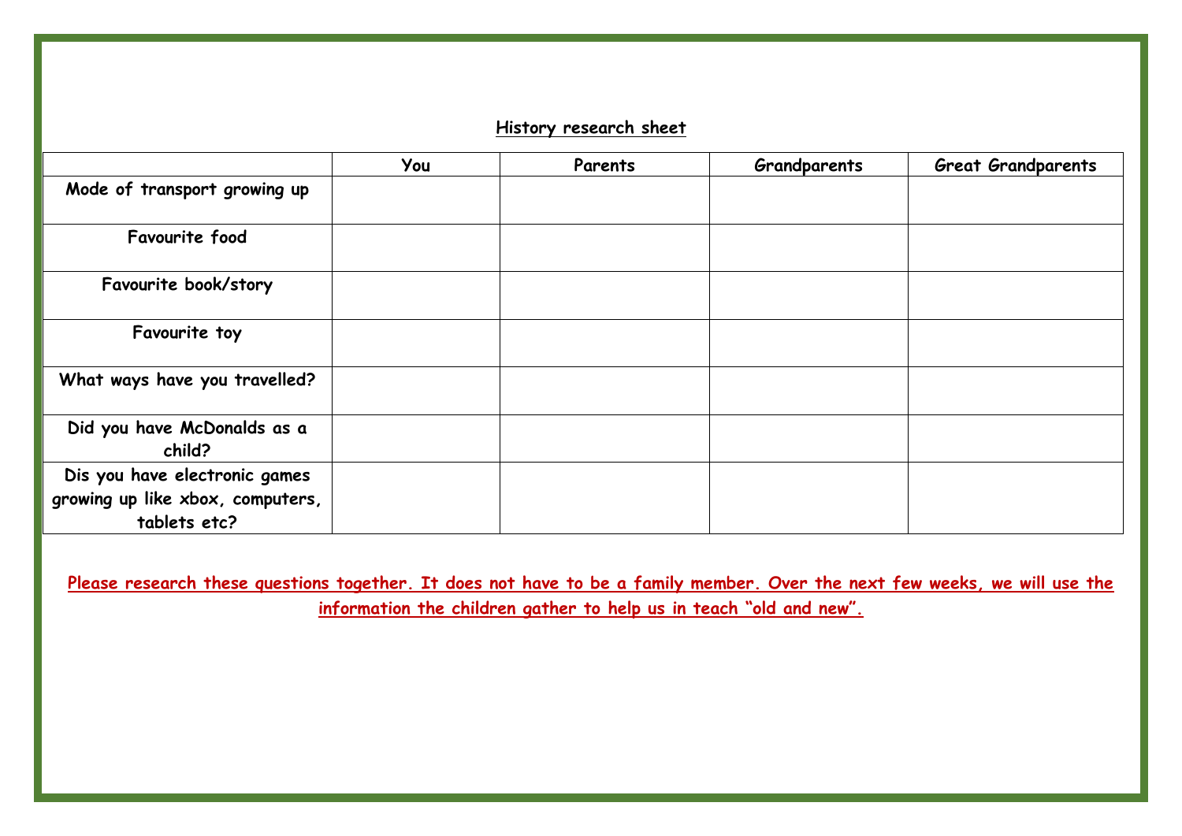**History research sheet**

| | You | Parents | Grandparents | Great Grandparents |
|---|---|---|---|---|
| **Mode of transport growing up** | | | | |
| **Favourite food** | | | | |
| **Favourite book/story** | | | | |
| **Favourite toy** | | | | |
| **What ways have you travelled?** | | | | |
| **Did you have McDonalds as a child?** | | | | |
| **Dis you have electronic games growing up like xbox, computers, tablets etc?** | | | | |

**Please research these questions together. It does not have to be a family member. Over the next few weeks, we will use the information the children gather to help us in teach "old and new".**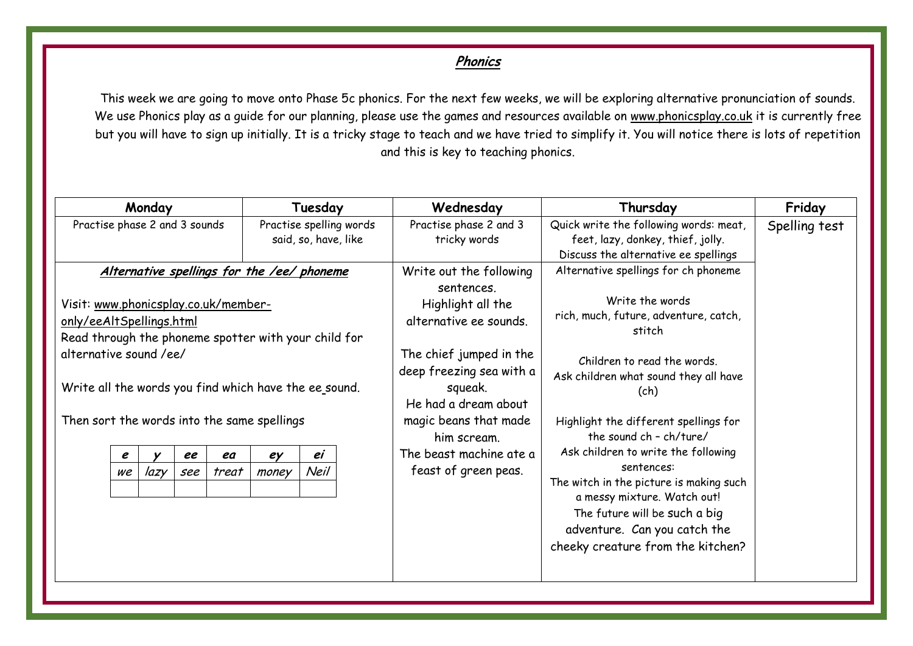## Phonics

This week we are going to move onto Phase 5c phonics. For the next few weeks, we will be exploring alternative pronunciation of sounds. We use Phonics play as a guide for our planning, please use the games and resources available on www.phonicsplay.co.uk it is currently free but you will have to sign up initially. It is a tricky stage to teach and we have tried to simplify it. You will notice there is lots of repetition and this is key to teaching phonics.

| Monday | Tuesday | Wednesday | Thursday | Friday |
|---|---|---|---|---|
| Practise phase 2 and 3 sounds | Practise spelling words said, so, have, like | Practise phase 2 and 3 tricky words | Quick write the following words: meat, feet, lazy, donkey, thief, jolly. Discuss the alternative ee spellings | Spelling test |
| ***Alternative spellings for the /ee/ phoneme***<br><br>Visit: www.phonicsplay.co.uk/member-only/eeAltSpellings.html<br>Read through the phoneme spotter with your child for alternative sound /ee/<br><br>Write all the words you find which have the ee sound.<br><br>Then sort the words into the same spellings<br><br>*e*: *we* / *y*: *lazy* / *ee*: *see* / *ea*: *treat* / *ey*: *money* / *ei*: *Neil* | | Write out the following sentences.<br>Highlight all the alternative ee sounds.<br><br>The chief jumped in the deep freezing sea with a squeak.<br>He had a dream about magic beans that made him scream.<br>The beast machine ate a feast of green peas. | Alternative spellings for ch phoneme<br><br>Write the words<br>rich, much, future, adventure, catch, stitch<br><br>Children to read the words.<br>Ask children what sound they all have (ch)<br><br>Highlight the different spellings for the sound ch – ch/ture/<br>Ask children to write the following sentences:<br>The witch in the picture is making such a messy mixture. Watch out!<br>The future will be such a big adventure. Can you catch the cheeky creature from the kitchen? | |

| *e* | *y* | *ee* | *ea* | *ey* | *ei* |
|---|---|---|---|---|---|
| *we* | *lazy* | *see* | *treat* | *money* | *Neil* |
| | | | | | |